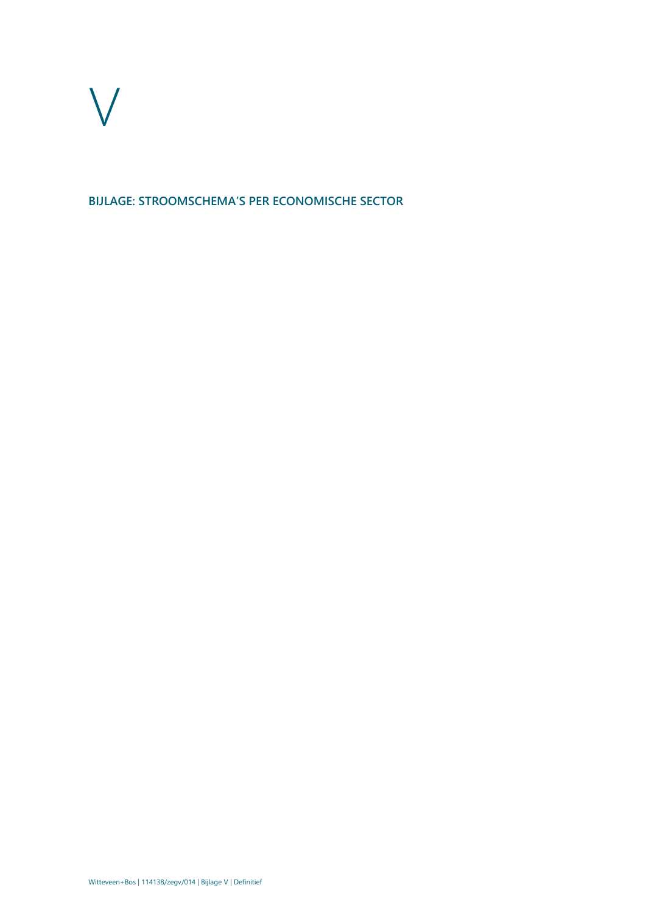# V

## BIJLAGE: STROOMSCHEMA'S PER ECONOMISCHE SECTOR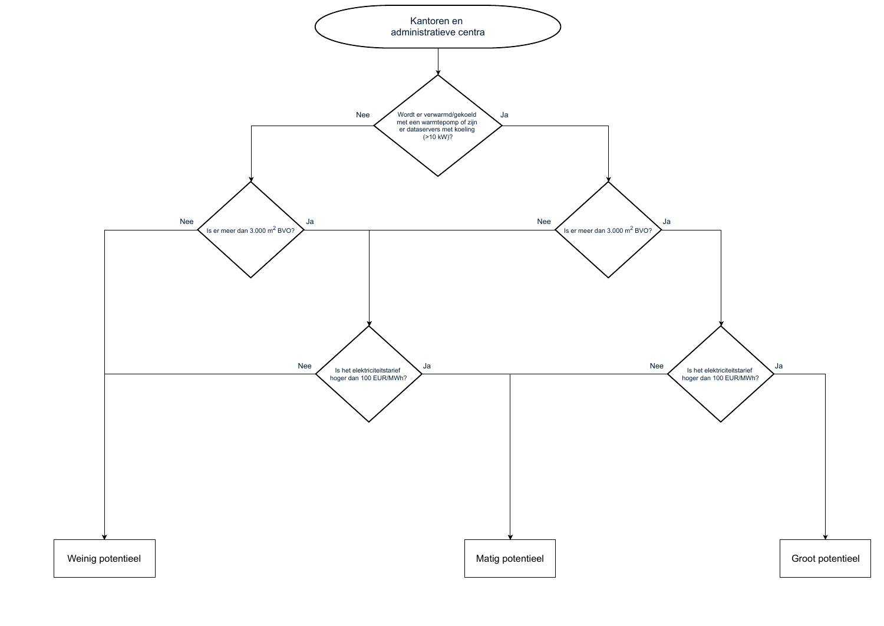Kantoren en administratieve centra

Wordt er verwarmd/gekoeld met een warmtepomp of zijn er dataservers met koeling (>10 kW)?

Nee

Ja

Is er meer dan 3.000 m$^2$ BVO?

Nee

Ja

Is er meer dan 3.000 m$^2$ BVO?

Nee

Ja

Is het elektriciteitstarief hoger dan 100 EUR/MWh?

Nee

Ja

Is het elektriciteitstarief hoger dan 100 EUR/MWh?

Nee

Ja

Weinig potentieel

Matig potentieel

Groot potentieel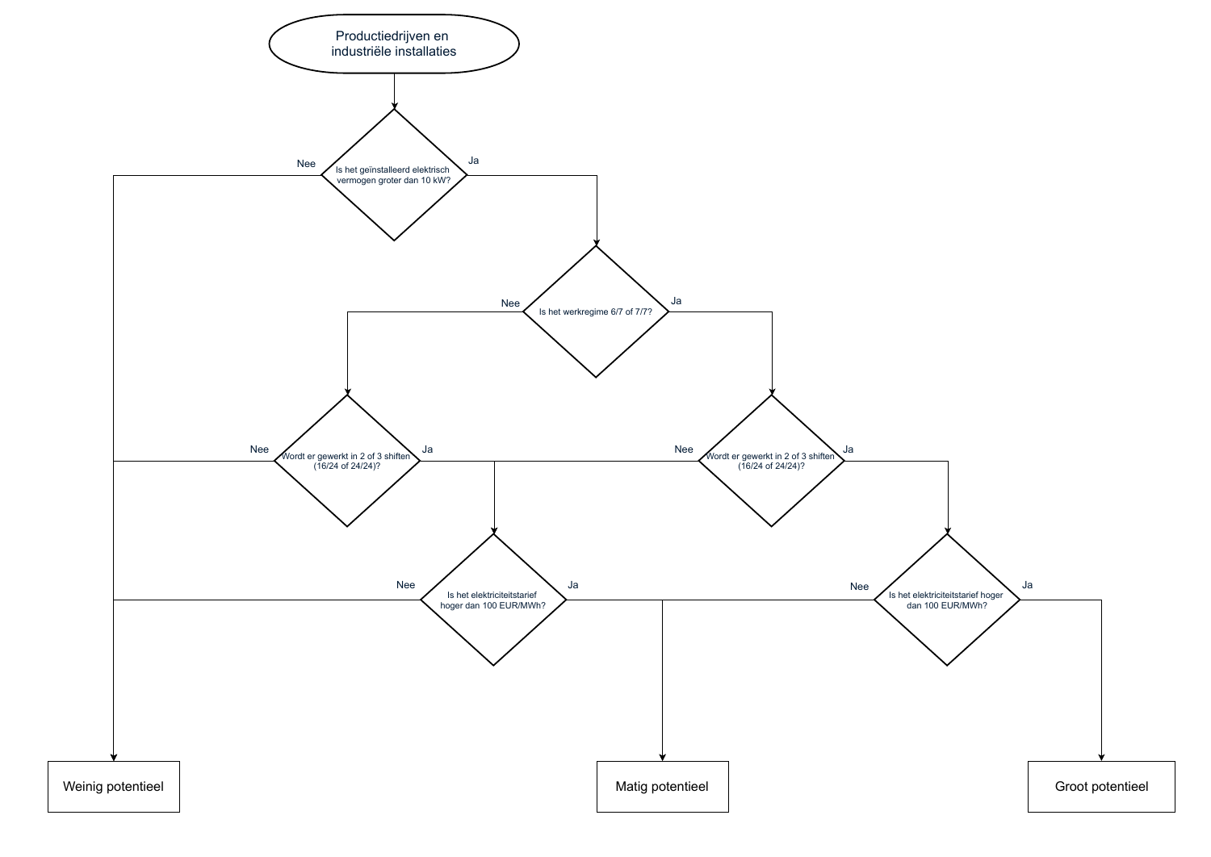**Productiedrijven en industriële installaties**

- **Is het geïnstalleerd elektrisch vermogen groter dan 10 kW?**
  - Nee → Weinig potentieel
  - Ja → **Is het werkregime 6/7 of 7/7?**
    - Nee → **Wordt er gewerkt in 2 of 3 shiften (16/24 of 24/24)?**
      - Nee → Weinig potentieel
      - Ja → **Is het elektriciteitstarief hoger dan 100 EUR/MWh?**
        - Nee → Weinig potentieel
        - Ja → Matig potentieel
    - Ja → **Wordt er gewerkt in 2 of 3 shiften (16/24 of 24/24)?**
      - Nee → **Is het elektriciteitstarief hoger dan 100 EUR/MWh?**
        - Nee → Weinig potentieel
        - Ja → Matig potentieel
      - Ja → **Is het elektriciteitstarief hoger dan 100 EUR/MWh?**
        - Nee → Matig potentieel
        - Ja → Groot potentieel

Weinig potentieel | Matig potentieel | Groot potentieel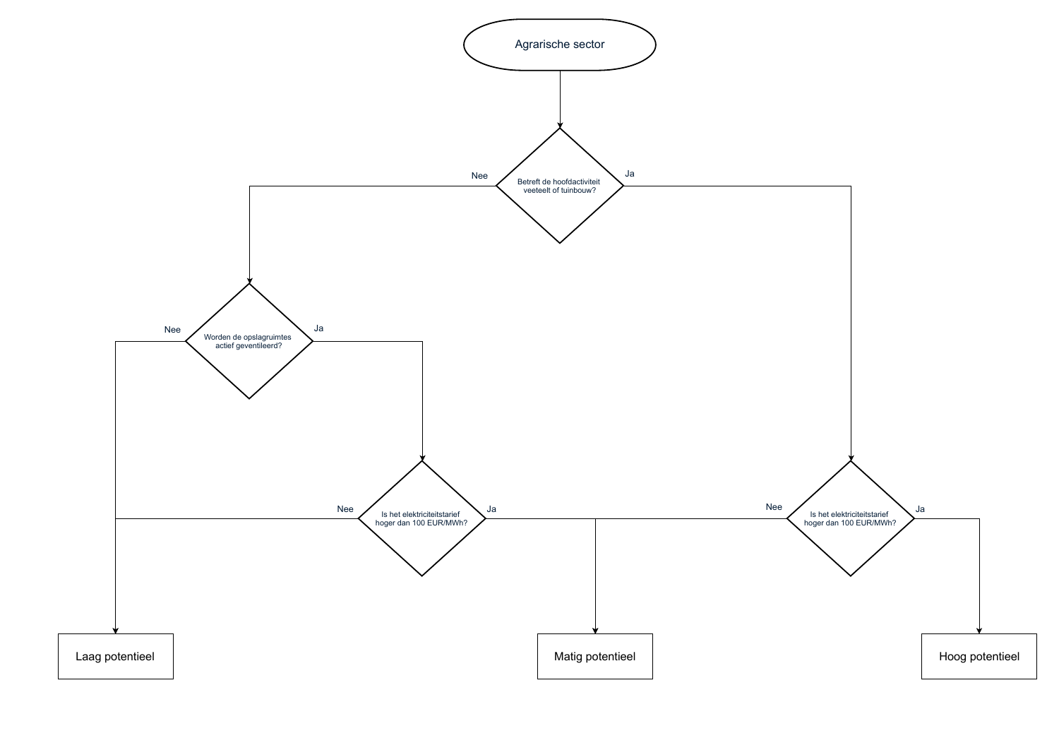Agrarische sector

Betreft de hoofdactiviteit veeteelt of tuinbouw?

Nee

Ja

Worden de opslagruimtes actief geventileerd?

Nee

Ja

Is het elektriciteitstarief hoger dan 100 EUR/MWh?

Nee

Ja

Is het elektriciteitstarief hoger dan 100 EUR/MWh?

Nee

Ja

Laag potentieel

Matig potentieel

Hoog potentieel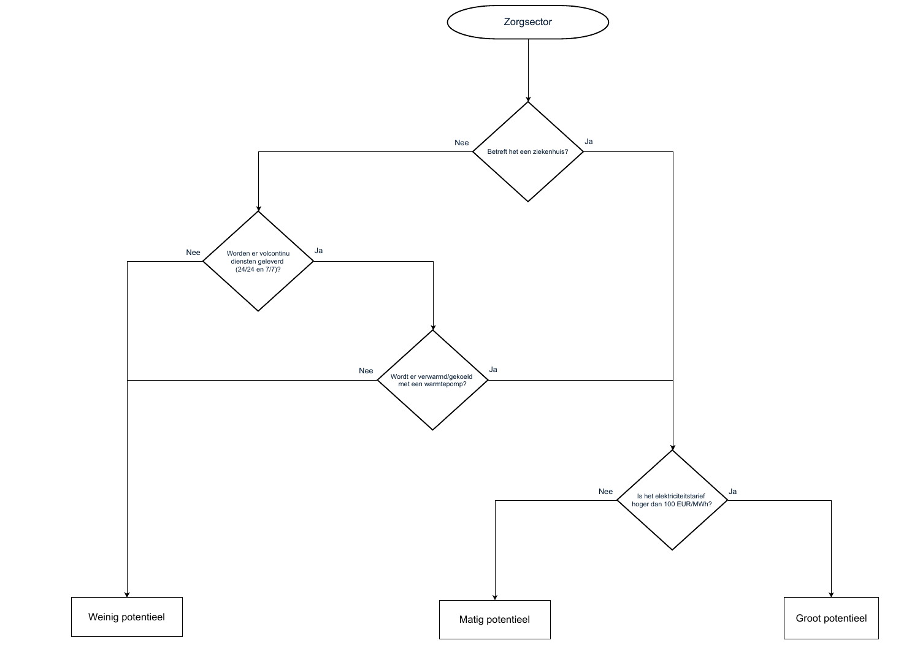Zorgsector

Betreft het een ziekenhuis?

Nee

Ja

Worden er volcontinu diensten geleverd (24/24 en 7/7)?

Nee

Ja

Wordt er verwarmd/gekoeld met een warmtepomp?

Nee

Ja

Is het elektriciteitstarief hoger dan 100 EUR/MWh?

Nee

Ja

Weinig potentieel

Matig potentieel

Groot potentieel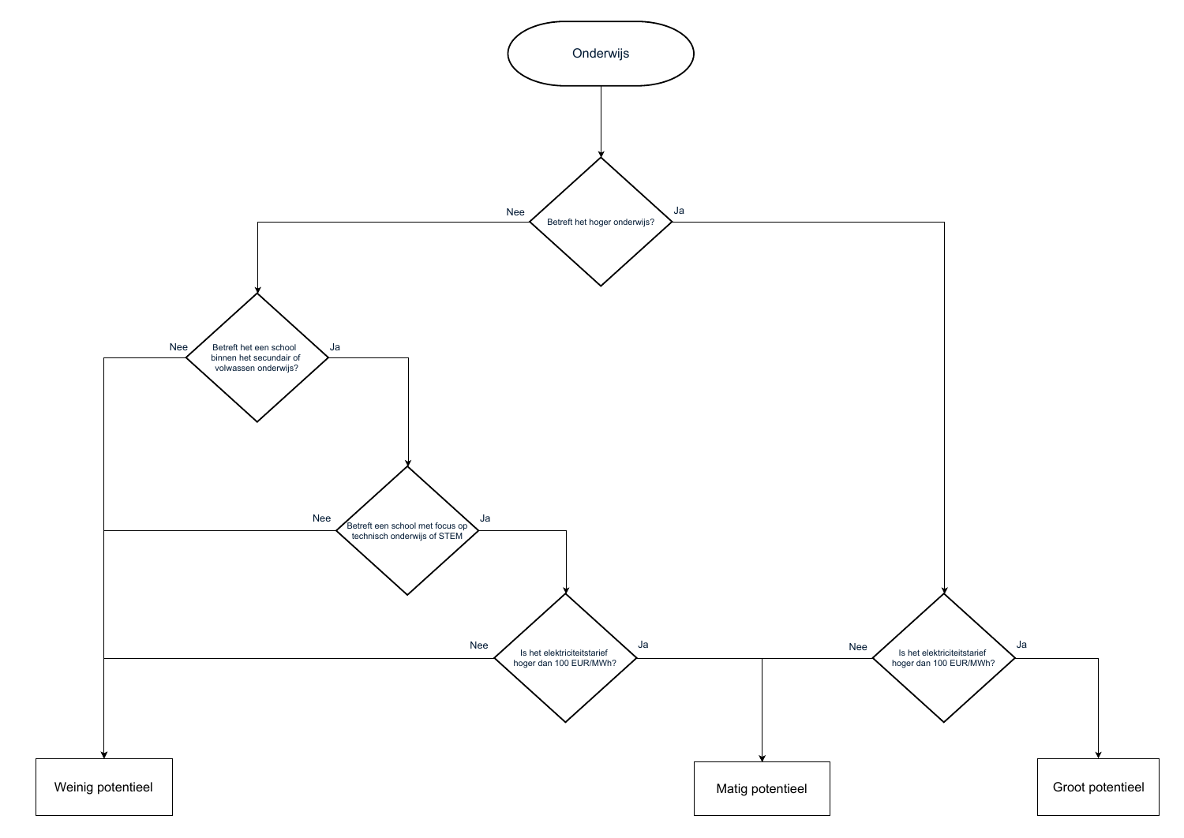**Onderwijs**

- **Betreft het hoger onderwijs?**
  - **Nee** → **Betreft het een school binnen het secundair of volwassen onderwijs?**
    - **Nee** → Weinig potentieel
    - **Ja** → **Betreft een school met focus op technisch onderwijs of STEM**
      - **Nee** → Weinig potentieel
      - **Ja** → **Is het elektriciteitstarief hoger dan 100 EUR/MWh?**
        - **Nee** → Weinig potentieel
        - **Ja** → Matig potentieel
  - **Ja** → **Is het elektriciteitstarief hoger dan 100 EUR/MWh?**
    - **Nee** → Matig potentieel
    - **Ja** → Groot potentieel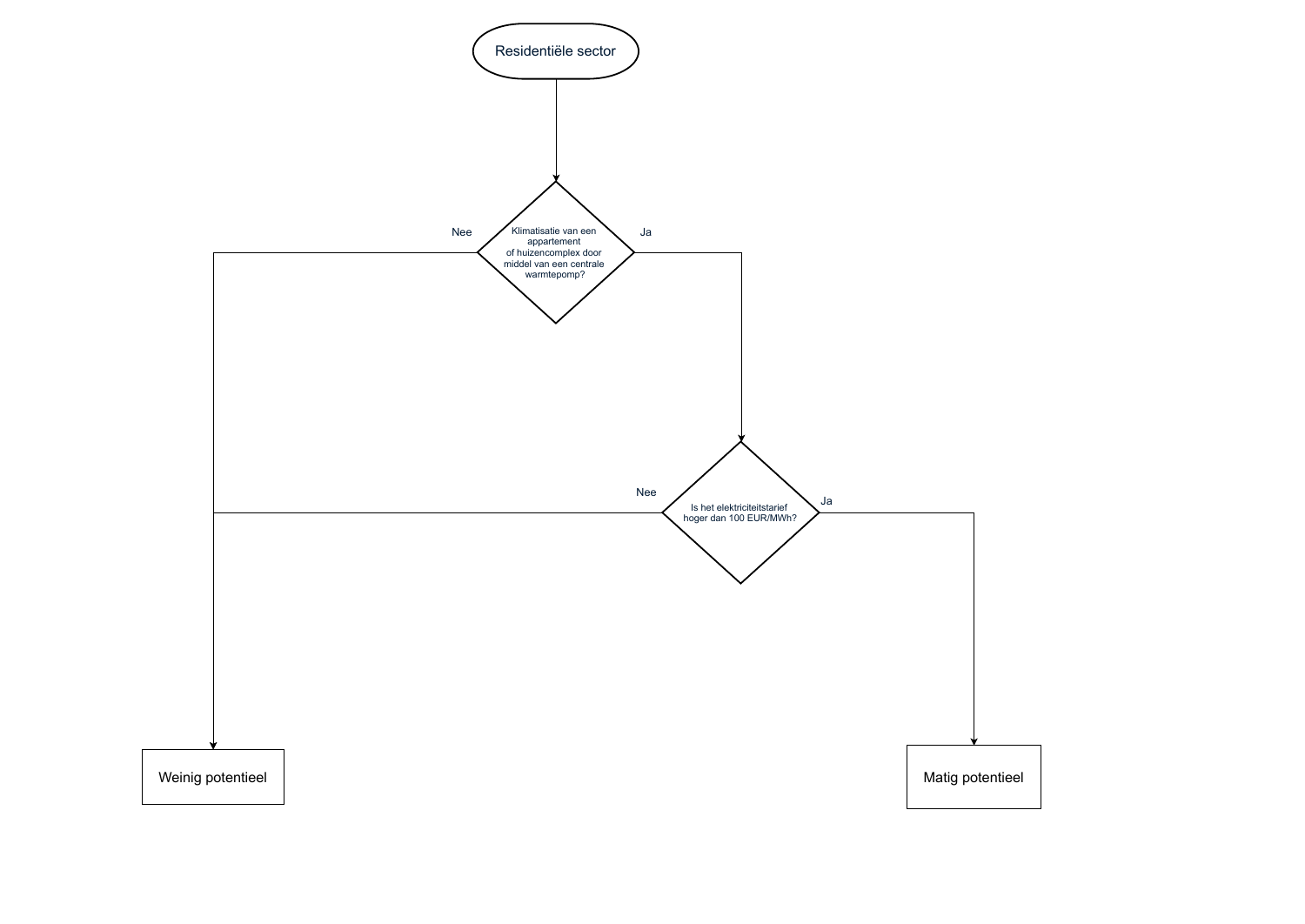Residentiële sector

Klimatisatie van een appartement of huizencomplex door middel van een centrale warmtepomp?

- Nee → Weinig potentieel
- Ja → Is het elektriciteitstarief hoger dan 100 EUR/MWh?
  - Nee → Weinig potentieel
  - Ja → Matig potentieel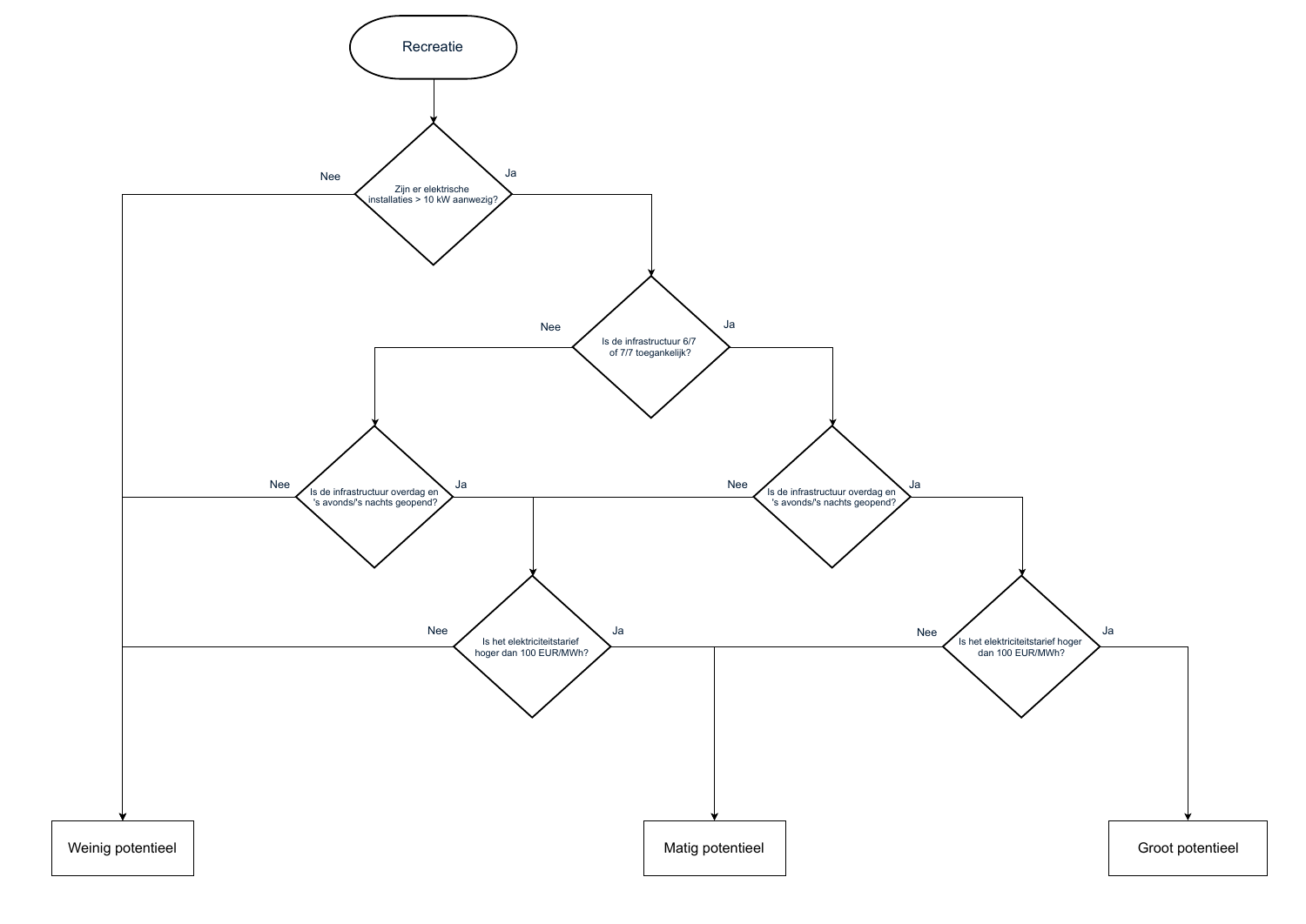Recreatie

Zijn er elektrische installaties > 10 kW aanwezig?

Nee

Ja

Is de infrastructuur 6/7 of 7/7 toegankelijk?

Nee

Ja

Is de infrastructuur overdag en 's avonds/'s nachts geopend?

Nee

Ja

Is de infrastructuur overdag en 's avonds/'s nachts geopend?

Nee

Ja

Is het elektriciteitstarief hoger dan 100 EUR/MWh?

Nee

Ja

Is het elektriciteitstarief hoger dan 100 EUR/MWh?

Nee

Ja

Weinig potentieel

Matig potentieel

Groot potentieel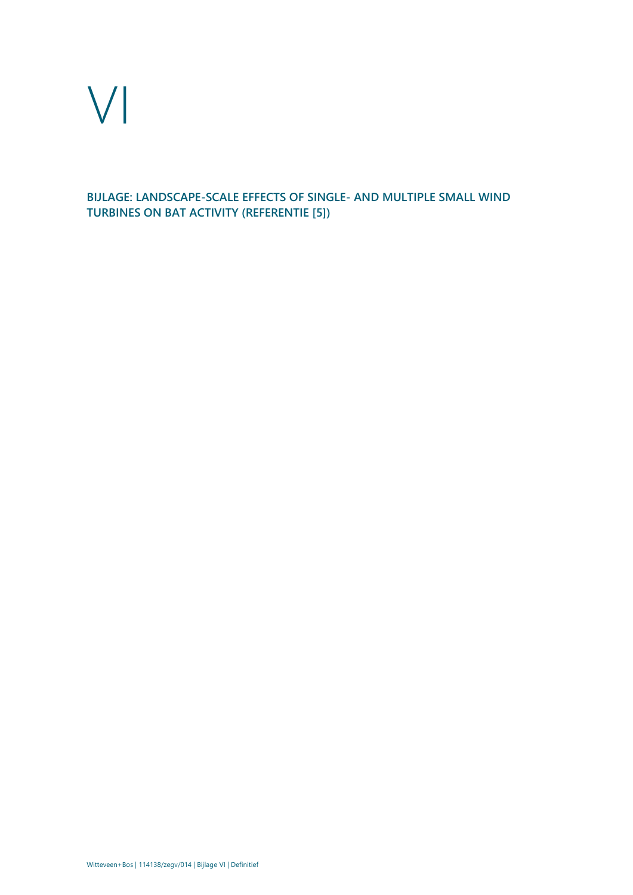# VI

**BIJLAGE: LANDSCAPE-SCALE EFFECTS OF SINGLE- AND MULTIPLE SMALL WIND TURBINES ON BAT ACTIVITY (REFERENTIE [5])**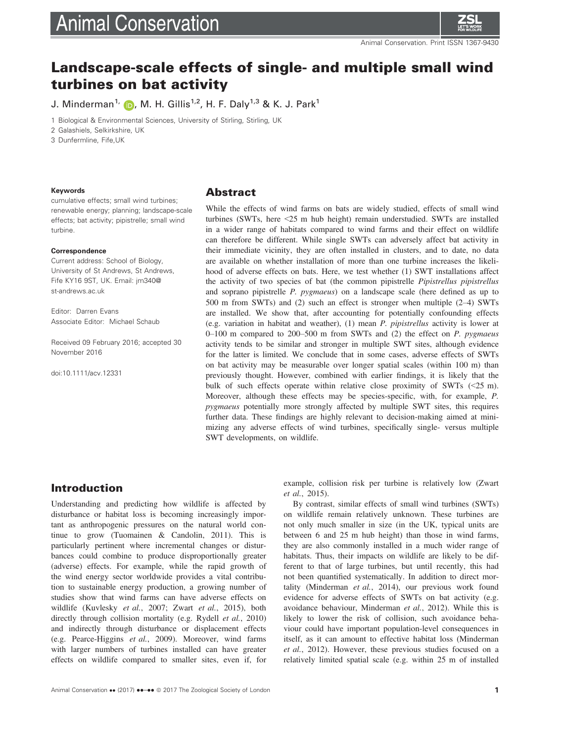# Landscape-scale effects of single- and multiple small wind turbines on bat activity

J. Minderman[1], M. H. Gillis[1,2], H. F. Daly[1,3] & K. J. Park[1]

1 Biological & Environmental Sciences, University of Stirling, Stirling, UK

2 Galashiels, Selkirkshire, UK

3 Dunfermline, Fife,UK

**Keywords**

cumulative effects; small wind turbines; renewable energy; planning; landscape-scale effects; bat activity; pipistrelle; small wind turbine.

**Correspondence**

Current address: School of Biology, University of St Andrews, St Andrews, Fife KY16 9ST, UK. Email: jm340@st-andrews.ac.uk

Editor: Darren Evans

Associate Editor: Michael Schaub

Received 09 February 2016; accepted 30 November 2016

doi:10.1111/acv.12331

## Abstract

While the effects of wind farms on bats are widely studied, effects of small wind turbines (SWTs, here <25 m hub height) remain understudied. SWTs are installed in a wider range of habitats compared to wind farms and their effect on wildlife can therefore be different. While single SWTs can adversely affect bat activity in their immediate vicinity, they are often installed in clusters, and to date, no data are available on whether installation of more than one turbine increases the likelihood of adverse effects on bats. Here, we test whether (1) SWT installations affect the activity of two species of bat (the common pipistrelle *Pipistrellus pipistrellus* and soprano pipistrelle *P. pygmaeus*) on a landscape scale (here defined as up to 500 m from SWTs) and (2) such an effect is stronger when multiple (2–4) SWTs are installed. We show that, after accounting for potentially confounding effects (e.g. variation in habitat and weather), (1) mean *P. pipistrellus* activity is lower at 0–100 m compared to 200–500 m from SWTs and (2) the effect on *P. pygmaeus* activity tends to be similar and stronger in multiple SWT sites, although evidence for the latter is limited. We conclude that in some cases, adverse effects of SWTs on bat activity may be measurable over longer spatial scales (within 100 m) than previously thought. However, combined with earlier findings, it is likely that the bulk of such effects operate within relative close proximity of SWTs (<25 m). Moreover, although these effects may be species-specific, with, for example, *P. pygmaeus* potentially more strongly affected by multiple SWT sites, this requires further data. These findings are highly relevant to decision-making aimed at minimizing any adverse effects of wind turbines, specifically single- versus multiple SWT developments, on wildlife.

## Introduction

Understanding and predicting how wildlife is affected by disturbance or habitat loss is becoming increasingly important as anthropogenic pressures on the natural world continue to grow (Tuomainen & Candolin, 2011). This is particularly pertinent where incremental changes or disturbances could combine to produce disproportionally greater (adverse) effects. For example, while the rapid growth of the wind energy sector worldwide provides a vital contribution to sustainable energy production, a growing number of studies show that wind farms can have adverse effects on wildlife (Kuvlesky *et al.*, 2007; Zwart *et al.*, 2015), both directly through collision mortality (e.g. Rydell *et al.*, 2010) and indirectly through disturbance or displacement effects (e.g. Pearce-Higgins *et al.*, 2009). Moreover, wind farms with larger numbers of turbines installed can have greater effects on wildlife compared to smaller sites, even if, for example, collision risk per turbine is relatively low (Zwart *et al.*, 2015).

By contrast, similar effects of small wind turbines (SWTs) on wildlife remain relatively unknown. These turbines are not only much smaller in size (in the UK, typical units are between 6 and 25 m hub height) than those in wind farms, they are also commonly installed in a much wider range of habitats. Thus, their impacts on wildlife are likely to be different to that of large turbines, but until recently, this had not been quantified systematically. In addition to direct mortality (Minderman *et al.*, 2014), our previous work found evidence for adverse effects of SWTs on bat activity (e.g. avoidance behaviour, Minderman *et al.*, 2012). While this is likely to lower the risk of collision, such avoidance behaviour could have important population-level consequences in itself, as it can amount to effective habitat loss (Minderman *et al.*, 2012). However, these previous studies focused on a relatively limited spatial scale (e.g. within 25 m of installed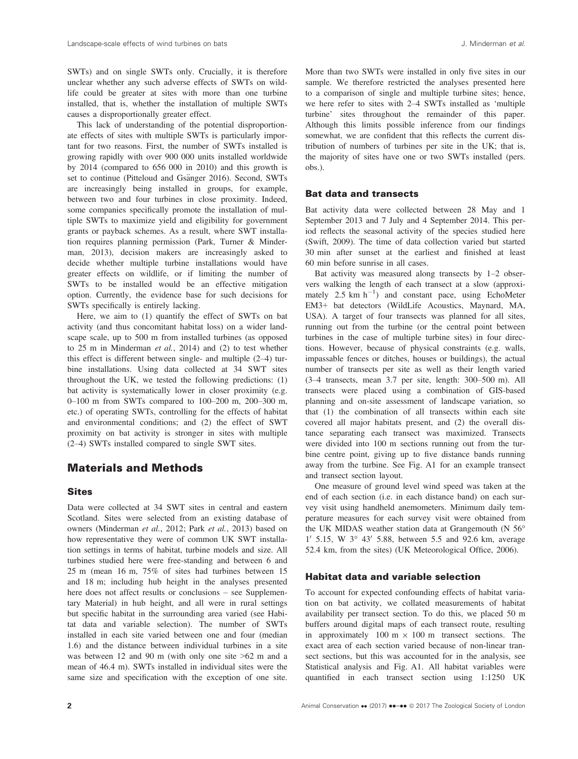SWTs) and on single SWTs only. Crucially, it is therefore unclear whether any such adverse effects of SWTs on wildlife could be greater at sites with more than one turbine installed, that is, whether the installation of multiple SWTs causes a disproportionally greater effect.

This lack of understanding of the potential disproportionate effects of sites with multiple SWTs is particularly important for two reasons. First, the number of SWTs installed is growing rapidly with over 900 000 units installed worldwide by 2014 (compared to 656 000 in 2010) and this growth is set to continue (Pitteloud and Gsänger 2016). Second, SWTs are increasingly being installed in groups, for example, between two and four turbines in close proximity. Indeed, some companies specifically promote the installation of multiple SWTs to maximize yield and eligibility for government grants or payback schemes. As a result, where SWT installation requires planning permission (Park, Turner & Minderman, 2013), decision makers are increasingly asked to decide whether multiple turbine installations would have greater effects on wildlife, or if limiting the number of SWTs to be installed would be an effective mitigation option. Currently, the evidence base for such decisions for SWTs specifically is entirely lacking.

Here, we aim to (1) quantify the effect of SWTs on bat activity (and thus concomitant habitat loss) on a wider landscape scale, up to 500 m from installed turbines (as opposed to 25 m in Minderman *et al.*, 2014) and (2) to test whether this effect is different between single- and multiple (2–4) turbine installations. Using data collected at 34 SWT sites throughout the UK, we tested the following predictions: (1) bat activity is systematically lower in closer proximity (e.g. 0–100 m from SWTs compared to 100–200 m, 200–300 m, etc.) of operating SWTs, controlling for the effects of habitat and environmental conditions; and (2) the effect of SWT proximity on bat activity is stronger in sites with multiple (2–4) SWTs installed compared to single SWT sites.

## Materials and Methods

### Sites

Data were collected at 34 SWT sites in central and eastern Scotland. Sites were selected from an existing database of owners (Minderman *et al.*, 2012; Park *et al.*, 2013) based on how representative they were of common UK SWT installation settings in terms of habitat, turbine models and size. All turbines studied here were free-standing and between 6 and 25 m (mean 16 m, 75% of sites had turbines between 15 and 18 m; including hub height in the analyses presented here does not affect results or conclusions – see Supplementary Material) in hub height, and all were in rural settings but specific habitat in the surrounding area varied (see Habitat data and variable selection). The number of SWTs installed in each site varied between one and four (median 1.6) and the distance between individual turbines in a site was between 12 and 90 m (with only one site >62 m and a mean of 46.4 m). SWTs installed in individual sites were the same size and specification with the exception of one site. More than two SWTs were installed in only five sites in our sample. We therefore restricted the analyses presented here to a comparison of single and multiple turbine sites; hence, we here refer to sites with 2–4 SWTs installed as 'multiple turbine' sites throughout the remainder of this paper. Although this limits possible inference from our findings somewhat, we are confident that this reflects the current distribution of numbers of turbines per site in the UK; that is, the majority of sites have one or two SWTs installed (pers. obs.).

### Bat data and transects

Bat activity data were collected between 28 May and 1 September 2013 and 7 July and 4 September 2014. This period reflects the seasonal activity of the species studied here (Swift, 2009). The time of data collection varied but started 30 min after sunset at the earliest and finished at least 60 min before sunrise in all cases.

Bat activity was measured along transects by 1–2 observers walking the length of each transect at a slow (approximately 2.5 km $h^{-1}$) and constant pace, using EchoMeter EM3+ bat detectors (WildLife Acoustics, Maynard, MA, USA). A target of four transects was planned for all sites, running out from the turbine (or the central point between turbines in the case of multiple turbine sites) in four directions. However, because of physical constraints (e.g. walls, impassable fences or ditches, houses or buildings), the actual number of transects per site as well as their length varied (3–4 transects, mean 3.7 per site, length: 300–500 m). All transects were placed using a combination of GIS-based planning and on-site assessment of landscape variation, so that (1) the combination of all transects within each site covered all major habitats present, and (2) the overall distance separating each transect was maximized. Transects were divided into 100 m sections running out from the turbine centre point, giving up to five distance bands running away from the turbine. See Fig. A1 for an example transect and transect section layout.

One measure of ground level wind speed was taken at the end of each section (i.e. in each distance band) on each survey visit using handheld anemometers. Minimum daily temperature measures for each survey visit were obtained from the UK MIDAS weather station data at Grangemouth (N 56° 1′ 5.15, W 3° 43′ 5.88, between 5.5 and 92.6 km, average 52.4 km, from the sites) (UK Meteorological Office, 2006).

### Habitat data and variable selection

To account for expected confounding effects of habitat variation on bat activity, we collated measurements of habitat availability per transect section. To do this, we placed 50 m buffers around digital maps of each transect route, resulting in approximately 100 m × 100 m transect sections. The exact area of each section varied because of non-linear transect sections, but this was accounted for in the analysis, see Statistical analysis and Fig. A1. All habitat variables were quantified in each transect section using 1:1250 UK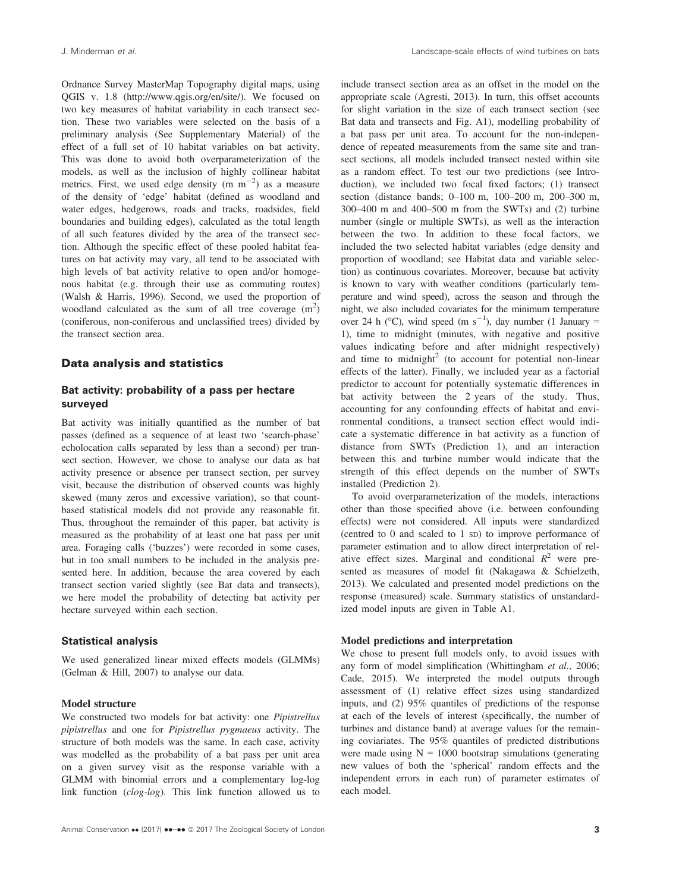Ordnance Survey MasterMap Topography digital maps, using QGIS v. 1.8 (http://www.qgis.org/en/site/). We focused on two key measures of habitat variability in each transect section. These two variables were selected on the basis of a preliminary analysis (See Supplementary Material) of the effect of a full set of 10 habitat variables on bat activity. This was done to avoid both overparameterization of the models, as well as the inclusion of highly collinear habitat metrics. First, we used edge density (m $m^{-2}$) as a measure of the density of 'edge' habitat (defined as woodland and water edges, hedgerows, roads and tracks, roadsides, field boundaries and building edges), calculated as the total length of all such features divided by the area of the transect section. Although the specific effect of these pooled habitat features on bat activity may vary, all tend to be associated with high levels of bat activity relative to open and/or homogenous habitat (e.g. through their use as commuting routes) (Walsh & Harris, 1996). Second, we used the proportion of woodland calculated as the sum of all tree coverage ($m^2$) (coniferous, non-coniferous and unclassified trees) divided by the transect section area.

## Data analysis and statistics

### Bat activity: probability of a pass per hectare surveyed

Bat activity was initially quantified as the number of bat passes (defined as a sequence of at least two 'search-phase' echolocation calls separated by less than a second) per transect section. However, we chose to analyse our data as bat activity presence or absence per transect section, per survey visit, because the distribution of observed counts was highly skewed (many zeros and excessive variation), so that count-based statistical models did not provide any reasonable fit. Thus, throughout the remainder of this paper, bat activity is measured as the probability of at least one bat pass per unit area. Foraging calls ('buzzes') were recorded in some cases, but in too small numbers to be included in the analysis presented here. In addition, because the area covered by each transect section varied slightly (see Bat data and transects), we here model the probability of detecting bat activity per hectare surveyed within each section.

### Statistical analysis

We used generalized linear mixed effects models (GLMMs) (Gelman & Hill, 2007) to analyse our data.

#### Model structure

We constructed two models for bat activity: one *Pipistrellus pipistrellus* and one for *Pipistrellus pygmaeus* activity. The structure of both models was the same. In each case, activity was modelled as the probability of a bat pass per unit area on a given survey visit as the response variable with a GLMM with binomial errors and a complementary log-log link function (*clog-log*). This link function allowed us to include transect section area as an offset in the model on the appropriate scale (Agresti, 2013). In turn, this offset accounts for slight variation in the size of each transect section (see Bat data and transects and Fig. A1), modelling probability of a bat pass per unit area. To account for the non-independence of repeated measurements from the same site and transect sections, all models included transect nested within site as a random effect. To test our two predictions (see Introduction), we included two focal fixed factors; (1) transect section (distance bands; 0–100 m, 100–200 m, 200–300 m, 300–400 m and 400–500 m from the SWTs) and (2) turbine number (single or multiple SWTs), as well as the interaction between the two. In addition to these focal factors, we included the two selected habitat variables (edge density and proportion of woodland; see Habitat data and variable selection) as continuous covariates. Moreover, because bat activity is known to vary with weather conditions (particularly temperature and wind speed), across the season and through the night, we also included covariates for the minimum temperature over 24 h (°C), wind speed (m $s^{-1}$), day number (1 January = 1), time to midnight (minutes, with negative and positive values indicating before and after midnight respectively) and time to midnight$^2$ (to account for potential non-linear effects of the latter). Finally, we included year as a factorial predictor to account for potentially systematic differences in bat activity between the 2 years of the study. Thus, accounting for any confounding effects of habitat and environmental conditions, a transect section effect would indicate a systematic difference in bat activity as a function of distance from SWTs (Prediction 1), and an interaction between this and turbine number would indicate that the strength of this effect depends on the number of SWTs installed (Prediction 2).

To avoid overparameterization of the models, interactions other than those specified above (i.e. between confounding effects) were not considered. All inputs were standardized (centred to 0 and scaled to 1 SD) to improve performance of parameter estimation and to allow direct interpretation of relative effect sizes. Marginal and conditional $R^2$ were presented as measures of model fit (Nakagawa & Schielzeth, 2013). We calculated and presented model predictions on the response (measured) scale. Summary statistics of unstandardized model inputs are given in Table A1.

#### Model predictions and interpretation

We chose to present full models only, to avoid issues with any form of model simplification (Whittingham *et al.*, 2006; Cade, 2015). We interpreted the model outputs through assessment of (1) relative effect sizes using standardized inputs, and (2) 95% quantiles of predictions of the response at each of the levels of interest (specifically, the number of turbines and distance band) at average values for the remaining coviariates. The 95% quantiles of predicted distributions were made using N = 1000 bootstrap simulations (generating new values of both the 'spherical' random effects and the independent errors in each run) of parameter estimates of each model.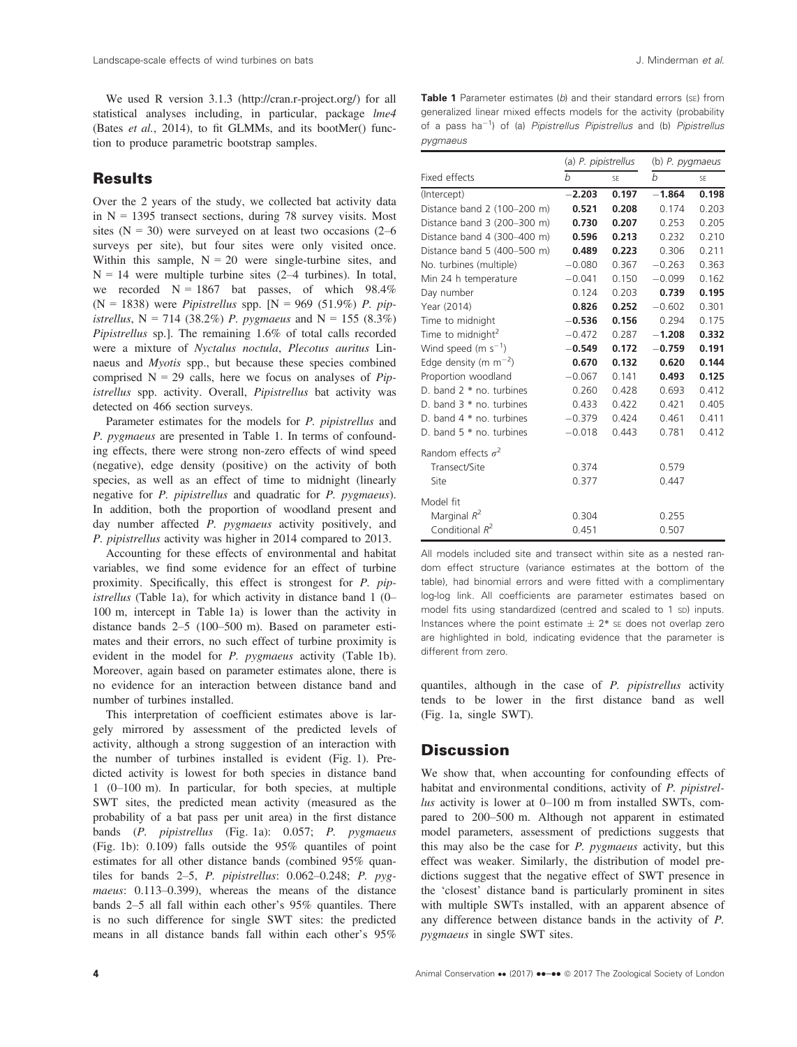We used R version 3.1.3 (http://cran.r-project.org/) for all statistical analyses including, in particular, package *lme4* (Bates *et al.*, 2014), to fit GLMMs, and its bootMer() function to produce parametric bootstrap samples.

## Results

Over the 2 years of the study, we collected bat activity data in N = 1395 transect sections, during 78 survey visits. Most sites (N = 30) were surveyed on at least two occasions (2–6 surveys per site), but four sites were only visited once. Within this sample, N = 20 were single-turbine sites, and N = 14 were multiple turbine sites (2–4 turbines). In total, we recorded N = 1867 bat passes, of which 98.4% (N = 1838) were *Pipistrellus* spp. [N = 969 (51.9%) *P. pipistrellus*, N = 714 (38.2%) *P. pygmaeus* and N = 155 (8.3%) *Pipistrellus* sp.]. The remaining 1.6% of total calls recorded were a mixture of *Nyctalus noctula*, *Plecotus auritus* Linnaeus and *Myotis* spp., but because these species combined comprised N = 29 calls, here we focus on analyses of *Pipistrellus* spp. activity. Overall, *Pipistrellus* bat activity was detected on 466 section surveys.

Parameter estimates for the models for *P. pipistrellus* and *P. pygmaeus* are presented in Table 1. In terms of confounding effects, there were strong non-zero effects of wind speed (negative), edge density (positive) on the activity of both species, as well as an effect of time to midnight (linearly negative for *P. pipistrellus* and quadratic for *P. pygmaeus*). In addition, both the proportion of woodland present and day number affected *P. pygmaeus* activity positively, and *P. pipistrellus* activity was higher in 2014 compared to 2013.

Accounting for these effects of environmental and habitat variables, we find some evidence for an effect of turbine proximity. Specifically, this effect is strongest for *P. pipistrellus* (Table 1a), for which activity in distance band 1 (0–100 m, intercept in Table 1a) is lower than the activity in distance bands 2–5 (100–500 m). Based on parameter estimates and their errors, no such effect of turbine proximity is evident in the model for *P. pygmaeus* activity (Table 1b). Moreover, again based on parameter estimates alone, there is no evidence for an interaction between distance band and number of turbines installed.

This interpretation of coefficient estimates above is largely mirrored by assessment of the predicted levels of activity, although a strong suggestion of an interaction with the number of turbines installed is evident (Fig. 1). Predicted activity is lowest for both species in distance band 1 (0–100 m). In particular, for both species, at multiple SWT sites, the predicted mean activity (measured as the probability of a bat pass per unit area) in the first distance bands (*P. pipistrellus* (Fig. 1a): 0.057; *P. pygmaeus* (Fig. 1b): 0.109) falls outside the 95% quantiles of point estimates for all other distance bands (combined 95% quantiles for bands 2–5, *P. pipistrellus*: 0.062–0.248; *P. pygmaeus*: 0.113–0.399), whereas the means of the distance bands 2–5 all fall within each other's 95% quantiles. There is no such difference for single SWT sites: the predicted means in all distance bands fall within each other's 95% quantiles, although in the case of *P. pipistrellus* activity tends to be lower in the first distance band as well (Fig. 1a, single SWT).

**Table 1** Parameter estimates (*b*) and their standard errors (SE) from generalized linear mixed effects models for the activity (probability of a pass $ha^{-1}$) of (a) *Pipistrellus Pipistrellus* and (b) *Pipistrellus pygmaeus*

| | (a) *P. pipistrellus* | | (b) *P. pygmaeus* | |
|---|---|---|---|---|
| Fixed effects | *b* | SE | *b* | SE |
| (Intercept) | **−2.203** | **0.197** | **−1.864** | **0.198** |
| Distance band 2 (100–200 m) | **0.521** | **0.208** | 0.174 | 0.203 |
| Distance band 3 (200–300 m) | **0.730** | **0.207** | 0.253 | 0.205 |
| Distance band 4 (300–400 m) | **0.596** | **0.213** | 0.232 | 0.210 |
| Distance band 5 (400–500 m) | **0.489** | **0.223** | 0.306 | 0.211 |
| No. turbines (multiple) | −0.080 | 0.367 | −0.263 | 0.363 |
| Min 24 h temperature | −0.041 | 0.150 | −0.099 | 0.162 |
| Day number | 0.124 | 0.203 | **0.739** | **0.195** |
| Year (2014) | **0.826** | **0.252** | −0.602 | 0.301 |
| Time to midnight | **−0.536** | **0.156** | 0.294 | 0.175 |
| Time to midnight$^2$ | −0.472 | 0.287 | **−1.208** | **0.332** |
| Wind speed (m $s^{-1}$) | **−0.549** | **0.172** | **−0.759** | **0.191** |
| Edge density (m $m^{-2}$) | **0.670** | **0.132** | **0.620** | **0.144** |
| Proportion woodland | −0.067 | 0.141 | **0.493** | **0.125** |
| D. band 2 * no. turbines | 0.260 | 0.428 | 0.693 | 0.412 |
| D. band 3 * no. turbines | 0.433 | 0.422 | 0.421 | 0.405 |
| D. band 4 * no. turbines | −0.379 | 0.424 | 0.461 | 0.411 |
| D. band 5 * no. turbines | −0.018 | 0.443 | 0.781 | 0.412 |
| Random effects $\sigma^2$ | | | | |
| Transect/Site | 0.374 | | 0.579 | |
| Site | 0.377 | | 0.447 | |
| Model fit | | | | |
| Marginal $R^2$ | 0.304 | | 0.255 | |
| Conditional $R^2$ | 0.451 | | 0.507 | |

All models included site and transect within site as a nested random effect structure (variance estimates at the bottom of the table), had binomial errors and were fitted with a complimentary log-log link. All coefficients are parameter estimates based on model fits using standardized (centred and scaled to 1 SD) inputs. Instances where the point estimate ± 2* SE does not overlap zero are highlighted in bold, indicating evidence that the parameter is different from zero.

## Discussion

We show that, when accounting for confounding effects of habitat and environmental conditions, activity of *P. pipistrellus* activity is lower at 0–100 m from installed SWTs, compared to 200–500 m. Although not apparent in estimated model parameters, assessment of predictions suggests that this may also be the case for *P. pygmaeus* activity, but this effect was weaker. Similarly, the distribution of model predictions suggest that the negative effect of SWT presence in the 'closest' distance band is particularly prominent in sites with multiple SWTs installed, with an apparent absence of any difference between distance bands in the activity of *P. pygmaeus* in single SWT sites.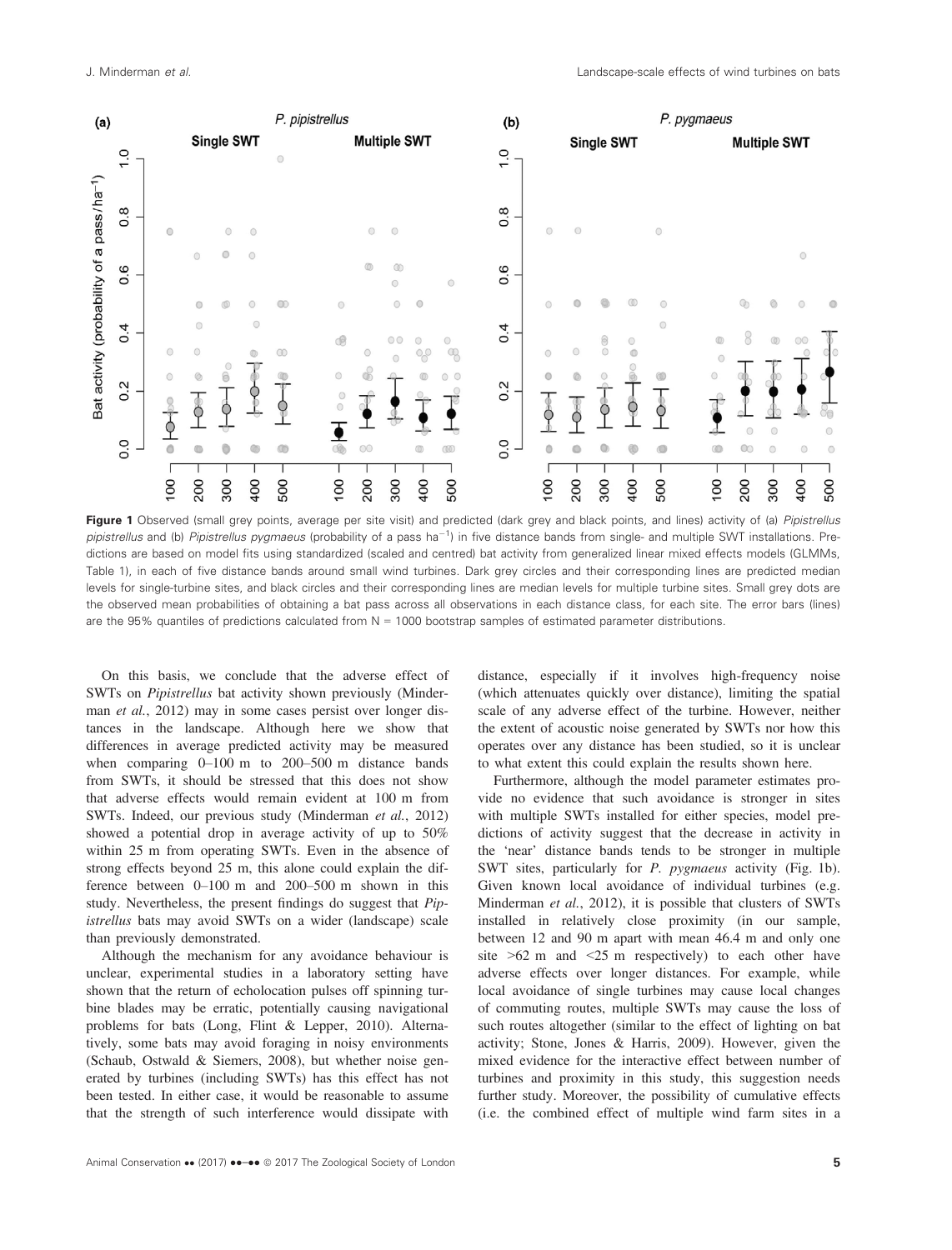**Figure 1** Observed (small grey points, average per site visit) and predicted (dark grey and black points, and lines) activity of (a) *Pipistrellus pipistrellus* and (b) *Pipistrellus pygmaeus* (probability of a pass ha$^{-1}$) in five distance bands from single- and multiple SWT installations. Predictions are based on model fits using standardized (scaled and centred) bat activity from generalized linear mixed effects models (GLMMs, Table 1), in each of five distance bands around small wind turbines. Dark grey circles and their corresponding lines are predicted median levels for single-turbine sites, and black circles and their corresponding lines are median levels for multiple turbine sites. Small grey dots are the observed mean probabilities of obtaining a bat pass across all observations in each distance class, for each site. The error bars (lines) are the 95% quantiles of predictions calculated from N = 1000 bootstrap samples of estimated parameter distributions.

On this basis, we conclude that the adverse effect of SWTs on *Pipistrellus* bat activity shown previously (Minderman *et al.*, 2012) may in some cases persist over longer distances in the landscape. Although here we show that differences in average predicted activity may be measured when comparing 0–100 m to 200–500 m distance bands from SWTs, it should be stressed that this does not show that adverse effects would remain evident at 100 m from SWTs. Indeed, our previous study (Minderman *et al.*, 2012) showed a potential drop in average activity of up to 50% within 25 m from operating SWTs. Even in the absence of strong effects beyond 25 m, this alone could explain the difference between 0–100 m and 200–500 m shown in this study. Nevertheless, the present findings do suggest that *Pipistrellus* bats may avoid SWTs on a wider (landscape) scale than previously demonstrated.

Although the mechanism for any avoidance behaviour is unclear, experimental studies in a laboratory setting have shown that the return of echolocation pulses off spinning turbine blades may be erratic, potentially causing navigational problems for bats (Long, Flint & Lepper, 2010). Alternatively, some bats may avoid foraging in noisy environments (Schaub, Ostwald & Siemers, 2008), but whether noise generated by turbines (including SWTs) has this effect has not been tested. In either case, it would be reasonable to assume that the strength of such interference would dissipate with distance, especially if it involves high-frequency noise (which attenuates quickly over distance), limiting the spatial scale of any adverse effect of the turbine. However, neither the extent of acoustic noise generated by SWTs nor how this operates over any distance has been studied, so it is unclear to what extent this could explain the results shown here.

Furthermore, although the model parameter estimates provide no evidence that such avoidance is stronger in sites with multiple SWTs installed for either species, model predictions of activity suggest that the decrease in activity in the 'near' distance bands tends to be stronger in multiple SWT sites, particularly for *P. pygmaeus* activity (Fig. 1b). Given known local avoidance of individual turbines (e.g. Minderman *et al.*, 2012), it is possible that clusters of SWTs installed in relatively close proximity (in our sample, between 12 and 90 m apart with mean 46.4 m and only one site >62 m and <25 m respectively) to each other have adverse effects over longer distances. For example, while local avoidance of single turbines may cause local changes of commuting routes, multiple SWTs may cause the loss of such routes altogether (similar to the effect of lighting on bat activity; Stone, Jones & Harris, 2009). However, given the mixed evidence for the interactive effect between number of turbines and proximity in this study, this suggestion needs further study. Moreover, the possibility of cumulative effects (i.e. the combined effect of multiple wind farm sites in a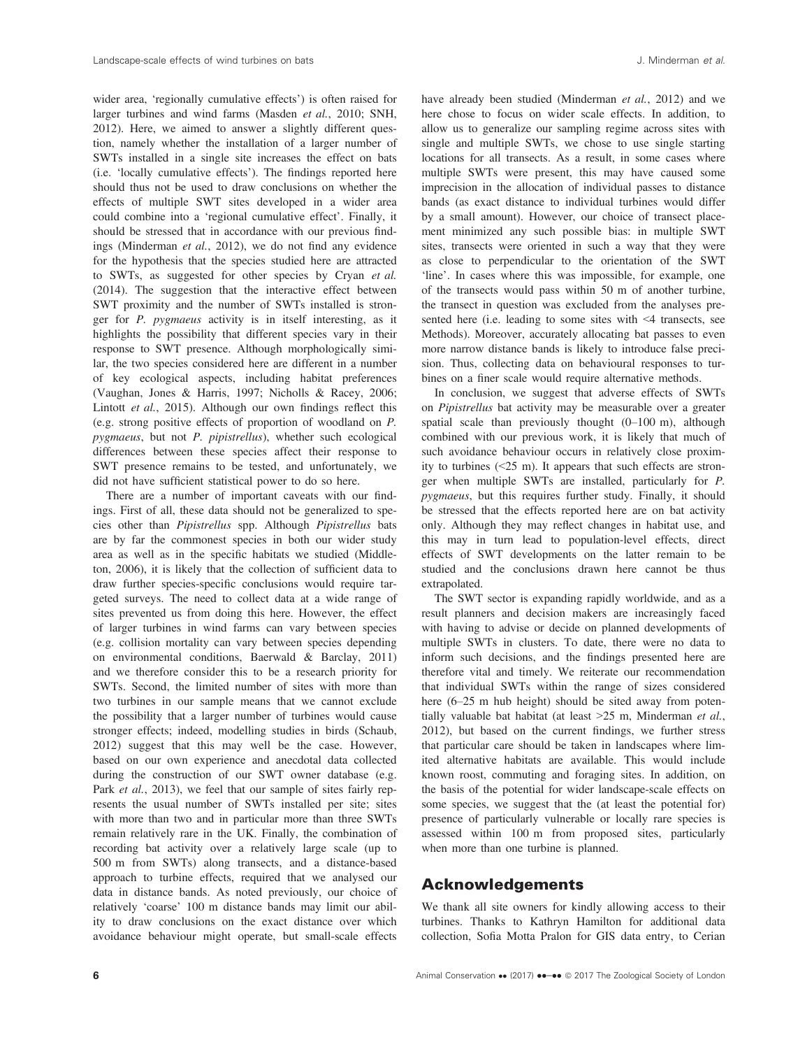wider area, 'regionally cumulative effects') is often raised for larger turbines and wind farms (Masden *et al.*, 2010; SNH, 2012). Here, we aimed to answer a slightly different question, namely whether the installation of a larger number of SWTs installed in a single site increases the effect on bats (i.e. 'locally cumulative effects'). The findings reported here should thus not be used to draw conclusions on whether the effects of multiple SWT sites developed in a wider area could combine into a 'regional cumulative effect'. Finally, it should be stressed that in accordance with our previous findings (Minderman *et al.*, 2012), we do not find any evidence for the hypothesis that the species studied here are attracted to SWTs, as suggested for other species by Cryan *et al.* (2014). The suggestion that the interactive effect between SWT proximity and the number of SWTs installed is stronger for *P. pygmaeus* activity is in itself interesting, as it highlights the possibility that different species vary in their response to SWT presence. Although morphologically similar, the two species considered here are different in a number of key ecological aspects, including habitat preferences (Vaughan, Jones & Harris, 1997; Nicholls & Racey, 2006; Lintott *et al.*, 2015). Although our own findings reflect this (e.g. strong positive effects of proportion of woodland on *P. pygmaeus*, but not *P. pipistrellus*), whether such ecological differences between these species affect their response to SWT presence remains to be tested, and unfortunately, we did not have sufficient statistical power to do so here.

There are a number of important caveats with our findings. First of all, these data should not be generalized to species other than *Pipistrellus* spp. Although *Pipistrellus* bats are by far the commonest species in both our wider study area as well as in the specific habitats we studied (Middleton, 2006), it is likely that the collection of sufficient data to draw further species-specific conclusions would require targeted surveys. The need to collect data at a wide range of sites prevented us from doing this here. However, the effect of larger turbines in wind farms can vary between species (e.g. collision mortality can vary between species depending on environmental conditions, Baerwald & Barclay, 2011) and we therefore consider this to be a research priority for SWTs. Second, the limited number of sites with more than two turbines in our sample means that we cannot exclude the possibility that a larger number of turbines would cause stronger effects; indeed, modelling studies in birds (Schaub, 2012) suggest that this may well be the case. However, based on our own experience and anecdotal data collected during the construction of our SWT owner database (e.g. Park *et al.*, 2013), we feel that our sample of sites fairly represents the usual number of SWTs installed per site; sites with more than two and in particular more than three SWTs remain relatively rare in the UK. Finally, the combination of recording bat activity over a relatively large scale (up to 500 m from SWTs) along transects, and a distance-based approach to turbine effects, required that we analysed our data in distance bands. As noted previously, our choice of relatively 'coarse' 100 m distance bands may limit our ability to draw conclusions on the exact distance over which avoidance behaviour might operate, but small-scale effects have already been studied (Minderman *et al.*, 2012) and we here chose to focus on wider scale effects. In addition, to allow us to generalize our sampling regime across sites with single and multiple SWTs, we chose to use single starting locations for all transects. As a result, in some cases where multiple SWTs were present, this may have caused some imprecision in the allocation of individual passes to distance bands (as exact distance to individual turbines would differ by a small amount). However, our choice of transect placement minimized any such possible bias: in multiple SWT sites, transects were oriented in such a way that they were as close to perpendicular to the orientation of the SWT 'line'. In cases where this was impossible, for example, one of the transects would pass within 50 m of another turbine, the transect in question was excluded from the analyses presented here (i.e. leading to some sites with <4 transects, see Methods). Moreover, accurately allocating bat passes to even more narrow distance bands is likely to introduce false precision. Thus, collecting data on behavioural responses to turbines on a finer scale would require alternative methods.

In conclusion, we suggest that adverse effects of SWTs on *Pipistrellus* bat activity may be measurable over a greater spatial scale than previously thought (0–100 m), although combined with our previous work, it is likely that much of such avoidance behaviour occurs in relatively close proximity to turbines (<25 m). It appears that such effects are stronger when multiple SWTs are installed, particularly for *P. pygmaeus*, but this requires further study. Finally, it should be stressed that the effects reported here are on bat activity only. Although they may reflect changes in habitat use, and this may in turn lead to population-level effects, direct effects of SWT developments on the latter remain to be studied and the conclusions drawn here cannot be thus extrapolated.

The SWT sector is expanding rapidly worldwide, and as a result planners and decision makers are increasingly faced with having to advise or decide on planned developments of multiple SWTs in clusters. To date, there were no data to inform such decisions, and the findings presented here are therefore vital and timely. We reiterate our recommendation that individual SWTs within the range of sizes considered here (6–25 m hub height) should be sited away from potentially valuable bat habitat (at least >25 m, Minderman *et al.*, 2012), but based on the current findings, we further stress that particular care should be taken in landscapes where limited alternative habitats are available. This would include known roost, commuting and foraging sites. In addition, on the basis of the potential for wider landscape-scale effects on some species, we suggest that the (at least the potential for) presence of particularly vulnerable or locally rare species is assessed within 100 m from proposed sites, particularly when more than one turbine is planned.

## Acknowledgements

We thank all site owners for kindly allowing access to their turbines. Thanks to Kathryn Hamilton for additional data collection, Sofia Motta Pralon for GIS data entry, to Cerian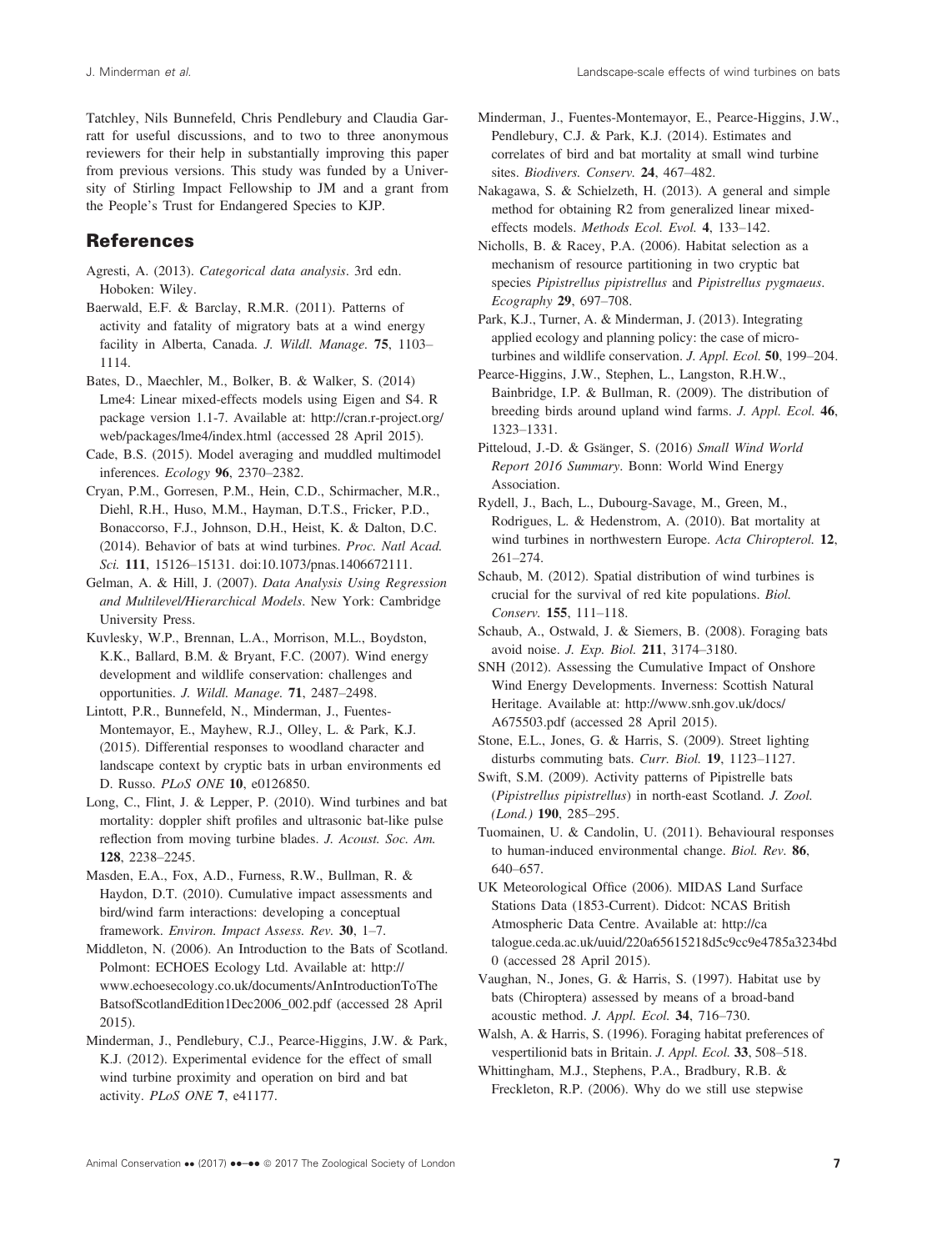Tatchley, Nils Bunnefeld, Chris Pendlebury and Claudia Garratt for useful discussions, and to two to three anonymous reviewers for their help in substantially improving this paper from previous versions. This study was funded by a University of Stirling Impact Fellowship to JM and a grant from the People's Trust for Endangered Species to KJP.

## References

Agresti, A. (2013). *Categorical data analysis*. 3rd edn. Hoboken: Wiley.

Baerwald, E.F. & Barclay, R.M.R. (2011). Patterns of activity and fatality of migratory bats at a wind energy facility in Alberta, Canada. *J. Wildl. Manage.* **75**, 1103–1114.

Bates, D., Maechler, M., Bolker, B. & Walker, S. (2014) Lme4: Linear mixed-effects models using Eigen and S4. R package version 1.1-7. Available at: http://cran.r-project.org/web/packages/lme4/index.html (accessed 28 April 2015).

Cade, B.S. (2015). Model averaging and muddled multimodel inferences. *Ecology* **96**, 2370–2382.

Cryan, P.M., Gorresen, P.M., Hein, C.D., Schirmacher, M.R., Diehl, R.H., Huso, M.M., Hayman, D.T.S., Fricker, P.D., Bonaccorso, F.J., Johnson, D.H., Heist, K. & Dalton, D.C. (2014). Behavior of bats at wind turbines. *Proc. Natl Acad. Sci.* **111**, 15126–15131. doi:10.1073/pnas.1406672111.

Gelman, A. & Hill, J. (2007). *Data Analysis Using Regression and Multilevel/Hierarchical Models*. New York: Cambridge University Press.

Kuvlesky, W.P., Brennan, L.A., Morrison, M.L., Boydston, K.K., Ballard, B.M. & Bryant, F.C. (2007). Wind energy development and wildlife conservation: challenges and opportunities. *J. Wildl. Manage.* **71**, 2487–2498.

Lintott, P.R., Bunnefeld, N., Minderman, J., Fuentes-Montemayor, E., Mayhew, R.J., Olley, L. & Park, K.J. (2015). Differential responses to woodland character and landscape context by cryptic bats in urban environments ed D. Russo. *PLoS ONE* **10**, e0126850.

Long, C., Flint, J. & Lepper, P. (2010). Wind turbines and bat mortality: doppler shift profiles and ultrasonic bat-like pulse reflection from moving turbine blades. *J. Acoust. Soc. Am.* **128**, 2238–2245.

Masden, E.A., Fox, A.D., Furness, R.W., Bullman, R. & Haydon, D.T. (2010). Cumulative impact assessments and bird/wind farm interactions: developing a conceptual framework. *Environ. Impact Assess. Rev.* **30**, 1–7.

Middleton, N. (2006). An Introduction to the Bats of Scotland. Polmont: ECHOES Ecology Ltd. Available at: http://www.echoesecology.co.uk/documents/AnIntroductionToTheBatsofScotlandEdition1Dec2006_002.pdf (accessed 28 April 2015).

Minderman, J., Pendlebury, C.J., Pearce-Higgins, J.W. & Park, K.J. (2012). Experimental evidence for the effect of small wind turbine proximity and operation on bird and bat activity. *PLoS ONE* **7**, e41177.

Minderman, J., Fuentes-Montemayor, E., Pearce-Higgins, J.W., Pendlebury, C.J. & Park, K.J. (2014). Estimates and correlates of bird and bat mortality at small wind turbine sites. *Biodivers. Conserv.* **24**, 467–482.

Nakagawa, S. & Schielzeth, H. (2013). A general and simple method for obtaining R2 from generalized linear mixed-effects models. *Methods Ecol. Evol.* **4**, 133–142.

Nicholls, B. & Racey, P.A. (2006). Habitat selection as a mechanism of resource partitioning in two cryptic bat species *Pipistrellus pipistrellus* and *Pipistrellus pygmaeus*. *Ecography* **29**, 697–708.

Park, K.J., Turner, A. & Minderman, J. (2013). Integrating applied ecology and planning policy: the case of micro-turbines and wildlife conservation. *J. Appl. Ecol.* **50**, 199–204.

Pearce-Higgins, J.W., Stephen, L., Langston, R.H.W., Bainbridge, I.P. & Bullman, R. (2009). The distribution of breeding birds around upland wind farms. *J. Appl. Ecol.* **46**, 1323–1331.

Pitteloud, J.-D. & Gsänger, S. (2016) *Small Wind World Report 2016 Summary*. Bonn: World Wind Energy Association.

Rydell, J., Bach, L., Dubourg-Savage, M., Green, M., Rodrigues, L. & Hedenstrom, A. (2010). Bat mortality at wind turbines in northwestern Europe. *Acta Chiropterol.* **12**, 261–274.

Schaub, M. (2012). Spatial distribution of wind turbines is crucial for the survival of red kite populations. *Biol. Conserv.* **155**, 111–118.

Schaub, A., Ostwald, J. & Siemers, B. (2008). Foraging bats avoid noise. *J. Exp. Biol.* **211**, 3174–3180.

SNH (2012). Assessing the Cumulative Impact of Onshore Wind Energy Developments. Inverness: Scottish Natural Heritage. Available at: http://www.snh.gov.uk/docs/A675503.pdf (accessed 28 April 2015).

Stone, E.L., Jones, G. & Harris, S. (2009). Street lighting disturbs commuting bats. *Curr. Biol.* **19**, 1123–1127.

Swift, S.M. (2009). Activity patterns of Pipistrelle bats (*Pipistrellus pipistrellus*) in north-east Scotland. *J. Zool. (Lond.)* **190**, 285–295.

Tuomainen, U. & Candolin, U. (2011). Behavioural responses to human-induced environmental change. *Biol. Rev.* **86**, 640–657.

UK Meteorological Office (2006). MIDAS Land Surface Stations Data (1853-Current). Didcot: NCAS British Atmospheric Data Centre. Available at: http://catalogue.ceda.ac.uk/uuid/220a65615218d5c9cc9e4785a3234bd0 (accessed 28 April 2015).

Vaughan, N., Jones, G. & Harris, S. (1997). Habitat use by bats (Chiroptera) assessed by means of a broad-band acoustic method. *J. Appl. Ecol.* **34**, 716–730.

Walsh, A. & Harris, S. (1996). Foraging habitat preferences of vespertilionid bats in Britain. *J. Appl. Ecol.* **33**, 508–518.

Whittingham, M.J., Stephens, P.A., Bradbury, R.B. & Freckleton, R.P. (2006). Why do we still use stepwise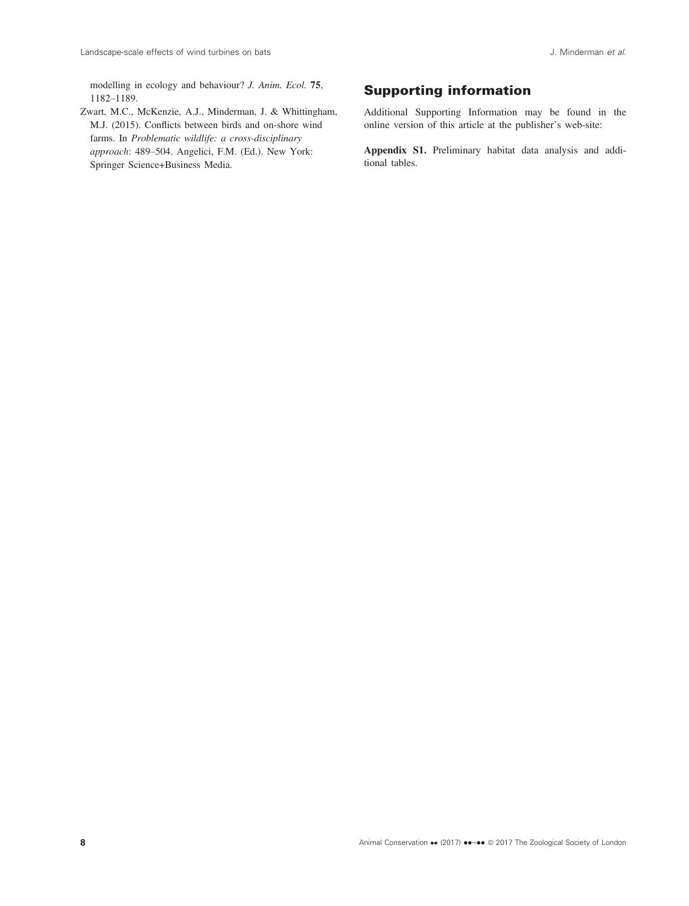modelling in ecology and behaviour? *J. Anim. Ecol.* **75**, 1182–1189.

Zwart, M.C., McKenzie, A.J., Minderman, J. & Whittingham, M.J. (2015). Conflicts between birds and on-shore wind farms. In *Problematic wildlife: a cross-disciplinary approach*: 489–504. Angelici, F.M. (Ed.). New York: Springer Science+Business Media.

## Supporting information

Additional Supporting Information may be found in the online version of this article at the publisher's web-site:

**Appendix S1.** Preliminary habitat data analysis and additional tables.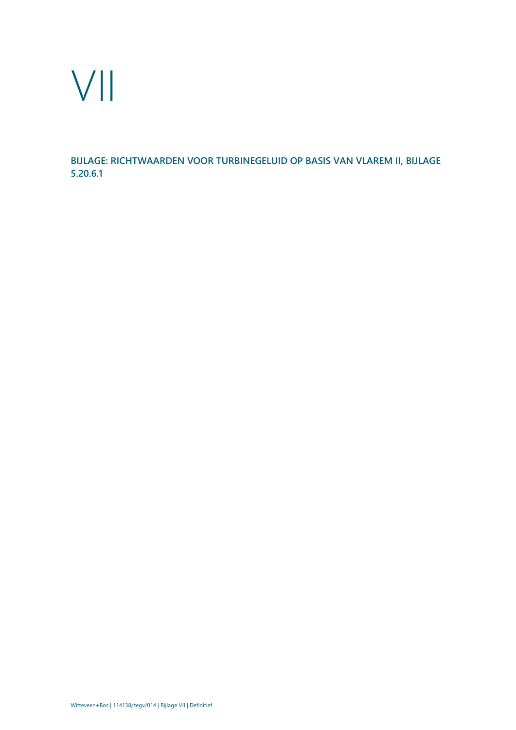# VII

## BIJLAGE: RICHTWAARDEN VOOR TURBINEGELUID OP BASIS VAN VLAREM II, BIJLAGE 5.20.6.1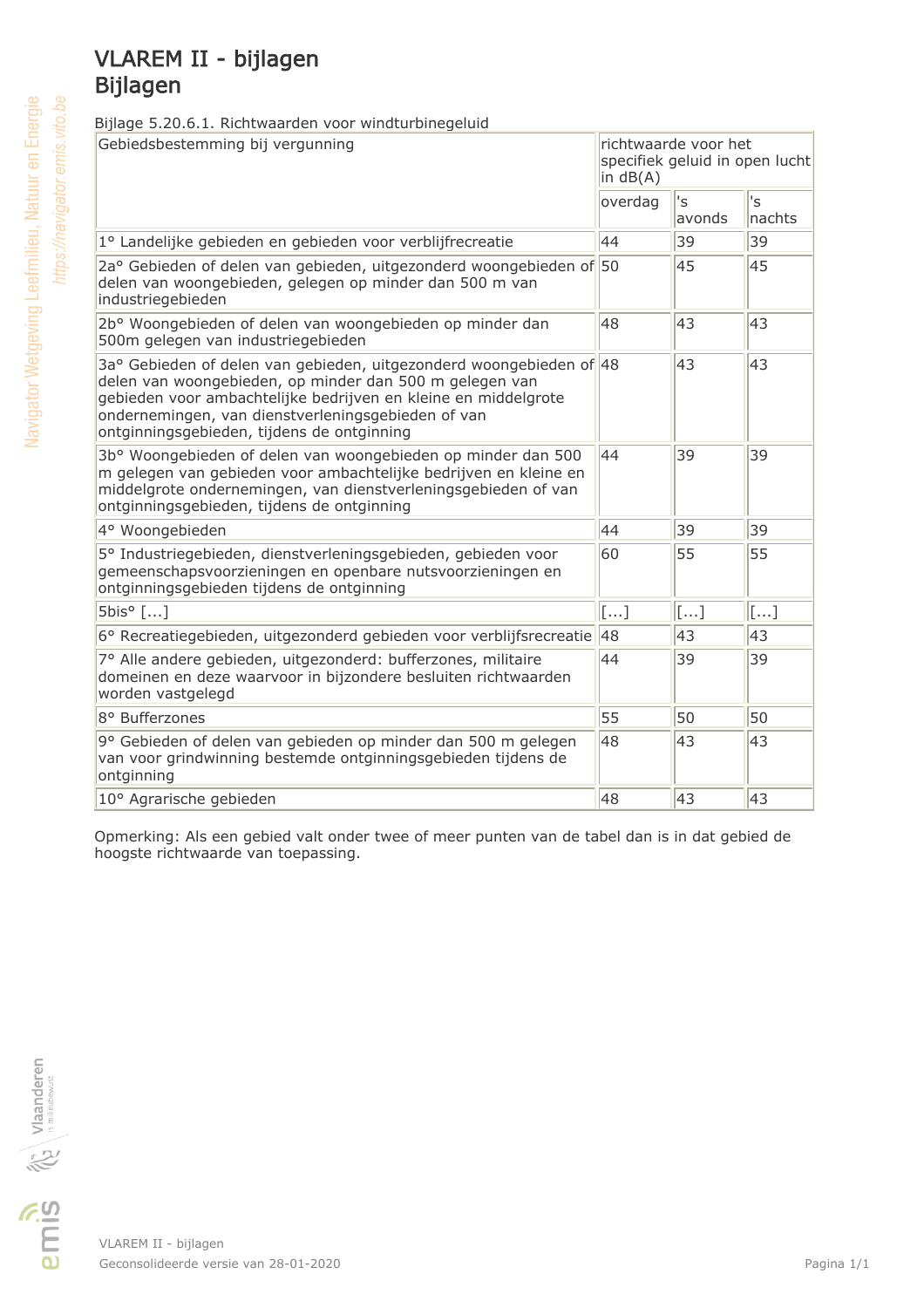# VLAREM II - bijlagen
## Bijlagen

Bijlage 5.20.6.1. Richtwaarden voor windturbinegeluid

| Gebiedsbestemming bij vergunning | richtwaarde voor het specifiek geluid in open lucht in dB(A) | | |
|---|---|---|---|
| | overdag | 's avonds | 's nachts |
| 1° Landelijke gebieden en gebieden voor verblijfrecreatie | 44 | 39 | 39 |
| 2a° Gebieden of delen van gebieden, uitgezonderd woongebieden of delen van woongebieden, gelegen op minder dan 500 m van industriegebieden | 50 | 45 | 45 |
| 2b° Woongebieden of delen van woongebieden op minder dan 500m gelegen van industriegebieden | 48 | 43 | 43 |
| 3a° Gebieden of delen van gebieden, uitgezonderd woongebieden of delen van woongebieden, op minder dan 500 m gelegen van gebieden voor ambachtelijke bedrijven en kleine en middelgrote ondernemingen, van dienstverleningsgebieden of van ontginningsgebieden, tijdens de ontginning | 48 | 43 | 43 |
| 3b° Woongebieden of delen van woongebieden op minder dan 500 m gelegen van gebieden voor ambachtelijke bedrijven en kleine en middelgrote ondernemingen, van dienstverleningsgebieden of van ontginningsgebieden, tijdens de ontginning | 44 | 39 | 39 |
| 4° Woongebieden | 44 | 39 | 39 |
| 5° Industriegebieden, dienstverleningsgebieden, gebieden voor gemeenschapsvoorzieningen en openbare nutsvoorzieningen en ontginningsgebieden tijdens de ontginning | 60 | 55 | 55 |
| 5bis° [...] | [...] | [...] | [...] |
| 6° Recreatiegebieden, uitgezonderd gebieden voor verblijfsrecreatie | 48 | 43 | 43 |
| 7° Alle andere gebieden, uitgezonderd: bufferzones, militaire domeinen en deze waarvoor in bijzondere besluiten richtwaarden worden vastgelegd | 44 | 39 | 39 |
| 8° Bufferzones | 55 | 50 | 50 |
| 9° Gebieden of delen van gebieden op minder dan 500 m gelegen van voor grindwinning bestemde ontginningsgebieden tijdens de ontginning | 48 | 43 | 43 |
| 10° Agrarische gebieden | 48 | 43 | 43 |

Opmerking: Als een gebied valt onder twee of meer punten van de tabel dan is in dat gebied de hoogste richtwaarde van toepassing.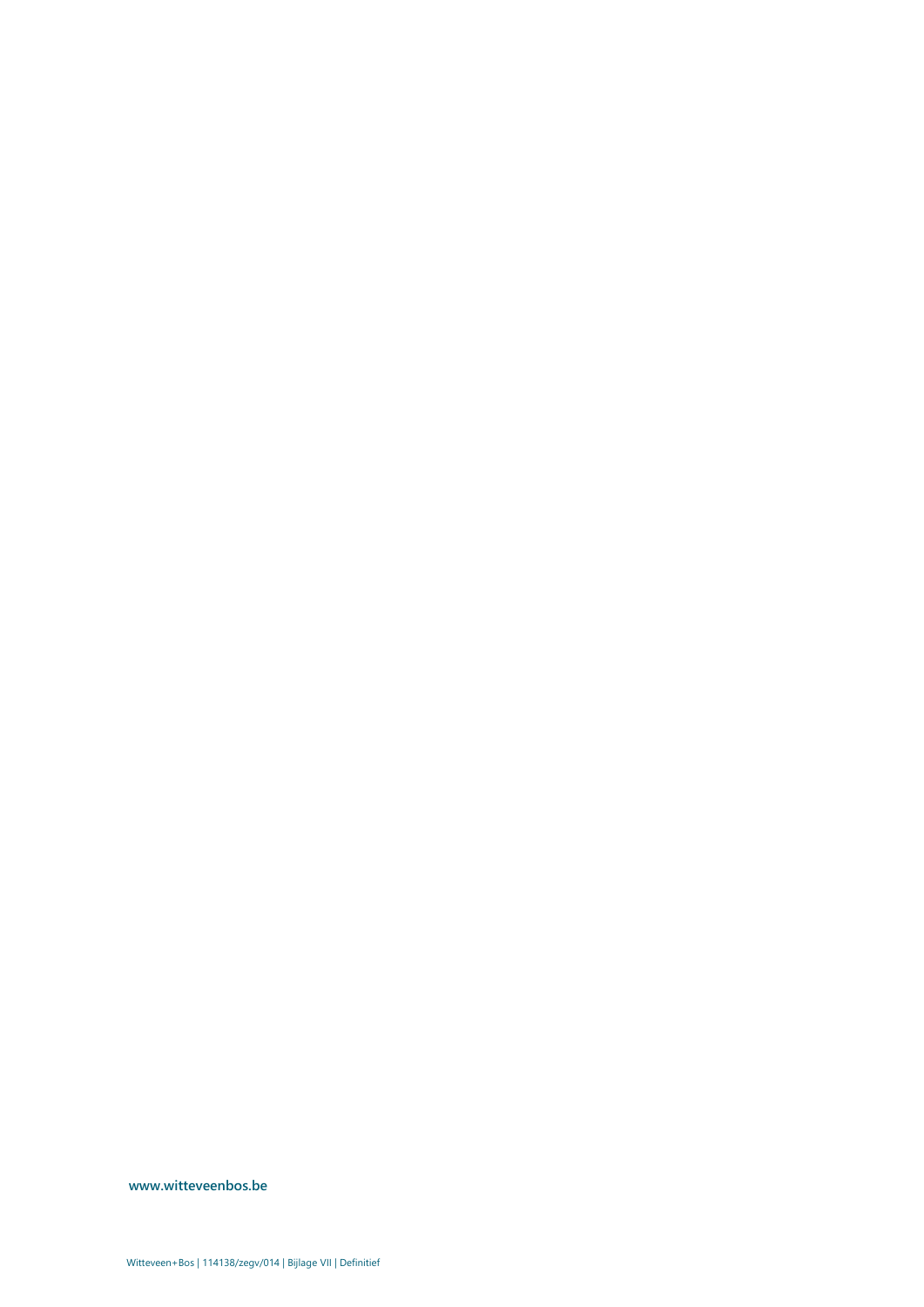www.witteveenbos.be